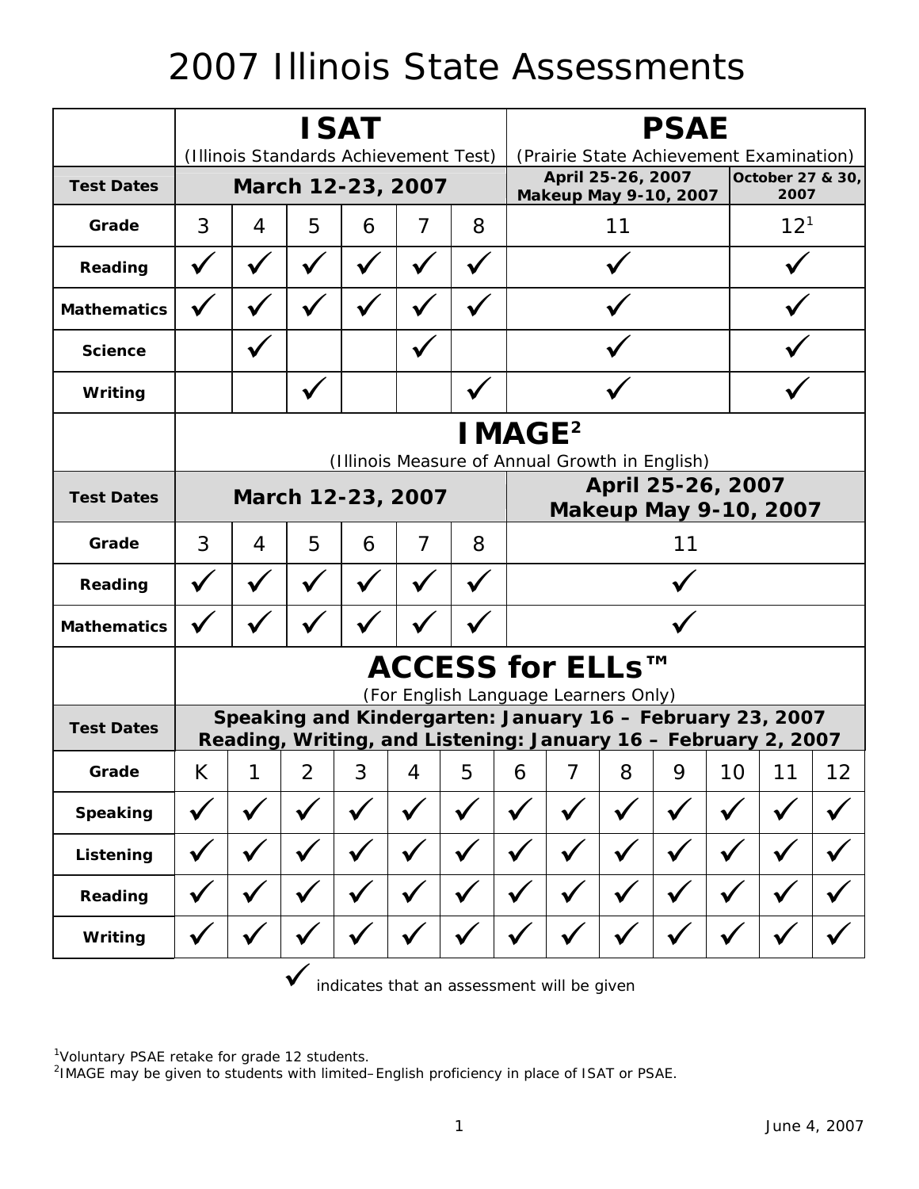# 2007 Illinois State Assessments

| | ISAT (Illinois Standards Achievement Test) | | | | | | PSAE (Prairie State Achievement Examination) | |
|---|---|---|---|---|---|---|---|---|
| **Test Dates** | **March 12-23, 2007** | | | | | | **April 25-26, 2007 Makeup May 9-10, 2007** | **October 27 & 30, 2007** |
| **Grade** | 3 | 4 | 5 | 6 | 7 | 8 | 11 | 12[1] |
| **Reading** | ✓ | ✓ | ✓ | ✓ | ✓ | ✓ | ✓ | ✓ |
| **Mathematics** | ✓ | ✓ | ✓ | ✓ | ✓ | ✓ | ✓ | ✓ |
| **Science** | | ✓ | | | ✓ | | ✓ | ✓ |
| **Writing** | | | ✓ | | | ✓ | ✓ | ✓ |

| | IMAGE[2] (Illinois Measure of Annual Growth in English) | | | | | | |
|---|---|---|---|---|---|---|---|
| **Test Dates** | **March 12-23, 2007** | | | | | | **April 25-26, 2007 Makeup May 9-10, 2007** |
| **Grade** | 3 | 4 | 5 | 6 | 7 | 8 | 11 |
| **Reading** | ✓ | ✓ | ✓ | ✓ | ✓ | ✓ | ✓ |
| **Mathematics** | ✓ | ✓ | ✓ | ✓ | ✓ | ✓ | ✓ |

| | ACCESS for ELLs™ (For English Language Learners Only) | | | | | | | | | | | | |
|---|---|---|---|---|---|---|---|---|---|---|---|---|---|
| **Test Dates** | **Speaking and Kindergarten: January 16 – February 23, 2007 Reading, Writing, and Listening: January 16 – February 2, 2007** | | | | | | | | | | | | |
| **Grade** | K | 1 | 2 | 3 | 4 | 5 | 6 | 7 | 8 | 9 | 10 | 11 | 12 |
| **Speaking** | ✓ | ✓ | ✓ | ✓ | ✓ | ✓ | ✓ | ✓ | ✓ | ✓ | ✓ | ✓ | ✓ |
| **Listening** | ✓ | ✓ | ✓ | ✓ | ✓ | ✓ | ✓ | ✓ | ✓ | ✓ | ✓ | ✓ | ✓ |
| **Reading** | ✓ | ✓ | ✓ | ✓ | ✓ | ✓ | ✓ | ✓ | ✓ | ✓ | ✓ | ✓ | ✓ |
| **Writing** | ✓ | ✓ | ✓ | ✓ | ✓ | ✓ | ✓ | ✓ | ✓ | ✓ | ✓ | ✓ | ✓ |

✓ indicates that an assessment will be given

[1]Voluntary PSAE retake for grade 12 students.

[2]IMAGE may be given to students with limited–English proficiency in place of ISAT or PSAE.

June 4, 2007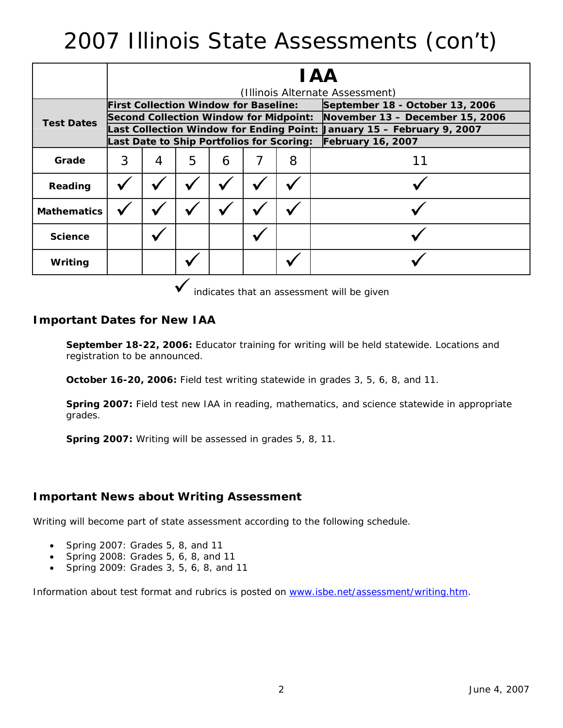# 2007 Illinois State Assessments (con't)

| | IAA (Illinois Alternate Assessment) | | | | | | |
|---|---|---|---|---|---|---|---|
| **Test Dates** | **First Collection Window for Baseline:** | | | | | | **September 18 - October 13, 2006** |
| | **Second Collection Window for Midpoint:** | | | | | | **November 13 – December 15, 2006** |
| | **Last Collection Window for Ending Point:** | | | | | | **January 15 – February 9, 2007** |
| | **Last Date to Ship Portfolios for Scoring:** | | | | | | **February 16, 2007** |
| **Grade** | 3 | 4 | 5 | 6 | 7 | 8 | 11 |
| **Reading** | ✓ | ✓ | ✓ | ✓ | ✓ | ✓ | ✓ |
| **Mathematics** | ✓ | ✓ | ✓ | ✓ | ✓ | ✓ | ✓ |
| **Science** | | ✓ | | | ✓ | | ✓ |
| **Writing** | | | ✓ | | | ✓ | ✓ |

✓ indicates that an assessment will be given

### Important Dates for New IAA

**September 18-22, 2006:** Educator training for writing will be held statewide. Locations and registration to be announced.

**October 16-20, 2006:** Field test writing statewide in grades 3, 5, 6, 8, and 11.

**Spring 2007:** Field test new IAA in reading, mathematics, and science statewide in appropriate grades.

**Spring 2007:** Writing will be assessed in grades 5, 8, 11.

### Important News about Writing Assessment

Writing will become part of state assessment according to the following schedule.

- Spring 2007: Grades 5, 8, and 11
- Spring 2008: Grades 5, 6, 8, and 11
- Spring 2009: Grades 3, 5, 6, 8, and 11

Information about test format and rubrics is posted on www.isbe.net/assessment/writing.htm.